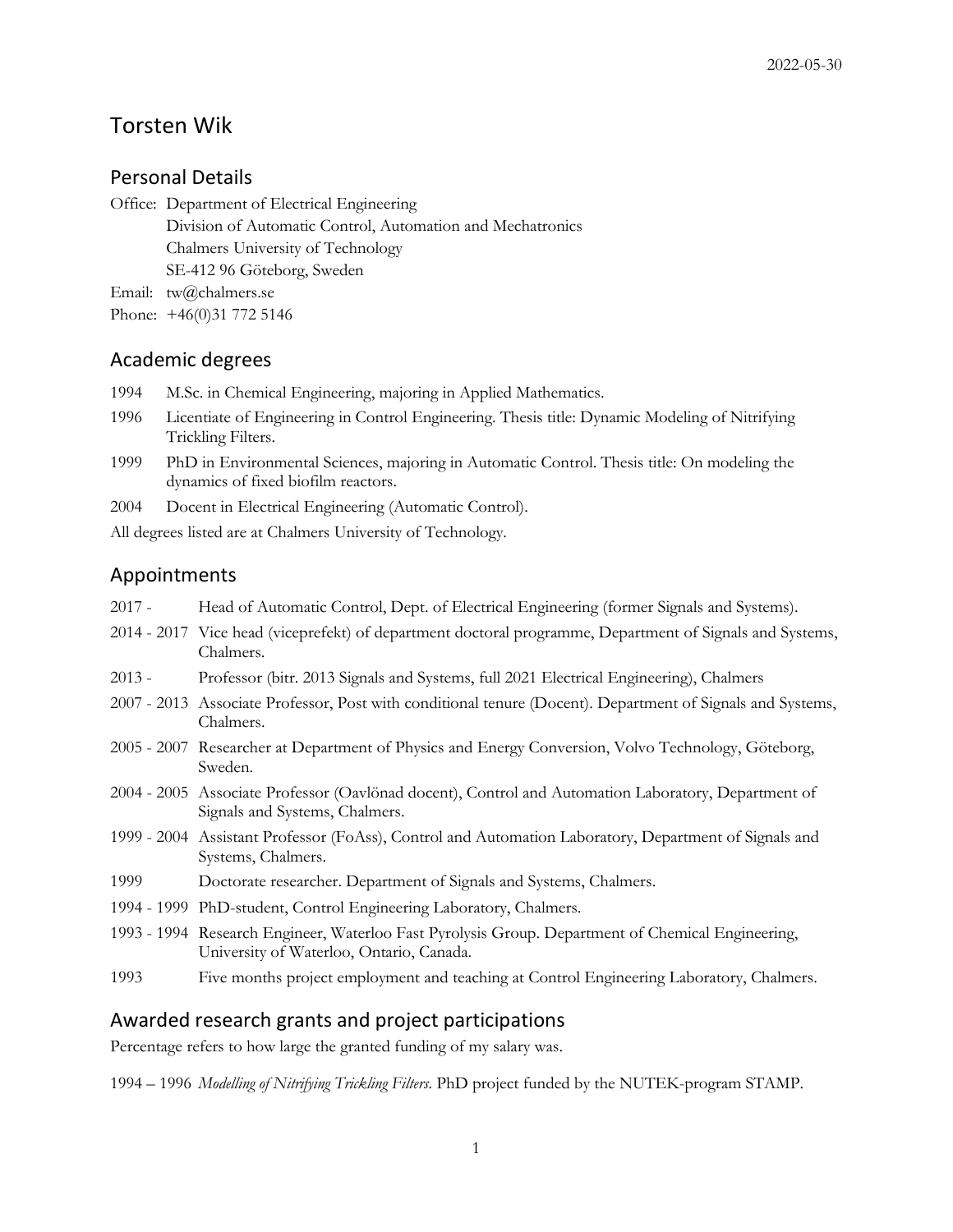2022-05-30

# Torsten Wik

## Personal Details

Office: Department of Electrical Engineering
Division of Automatic Control, Automation and Mechatronics
Chalmers University of Technology
SE-412 96 Göteborg, Sweden

Email: tw@chalmers.se

Phone: +46(0)31 772 5146

## Academic degrees

1994 M.Sc. in Chemical Engineering, majoring in Applied Mathematics.

1996 Licentiate of Engineering in Control Engineering. Thesis title: Dynamic Modeling of Nitrifying Trickling Filters.

1999 PhD in Environmental Sciences, majoring in Automatic Control. Thesis title: On modeling the dynamics of fixed biofilm reactors.

2004 Docent in Electrical Engineering (Automatic Control).

All degrees listed are at Chalmers University of Technology.

## Appointments

2017 - Head of Automatic Control, Dept. of Electrical Engineering (former Signals and Systems).

2014 - 2017 Vice head (viceprefekt) of department doctoral programme, Department of Signals and Systems, Chalmers.

2013 - Professor (bitr. 2013 Signals and Systems, full 2021 Electrical Engineering), Chalmers

2007 - 2013 Associate Professor, Post with conditional tenure (Docent). Department of Signals and Systems, Chalmers.

2005 - 2007 Researcher at Department of Physics and Energy Conversion, Volvo Technology, Göteborg, Sweden.

2004 - 2005 Associate Professor (Oavlönad docent), Control and Automation Laboratory, Department of Signals and Systems, Chalmers.

1999 - 2004 Assistant Professor (FoAss), Control and Automation Laboratory, Department of Signals and Systems, Chalmers.

1999 Doctorate researcher. Department of Signals and Systems, Chalmers.

1994 - 1999 PhD-student, Control Engineering Laboratory, Chalmers.

1993 - 1994 Research Engineer, Waterloo Fast Pyrolysis Group. Department of Chemical Engineering, University of Waterloo, Ontario, Canada.

1993 Five months project employment and teaching at Control Engineering Laboratory, Chalmers.

## Awarded research grants and project participations

Percentage refers to how large the granted funding of my salary was.

1994 – 1996 *Modelling of Nitrifying Trickling Filters.* PhD project funded by the NUTEK-program STAMP.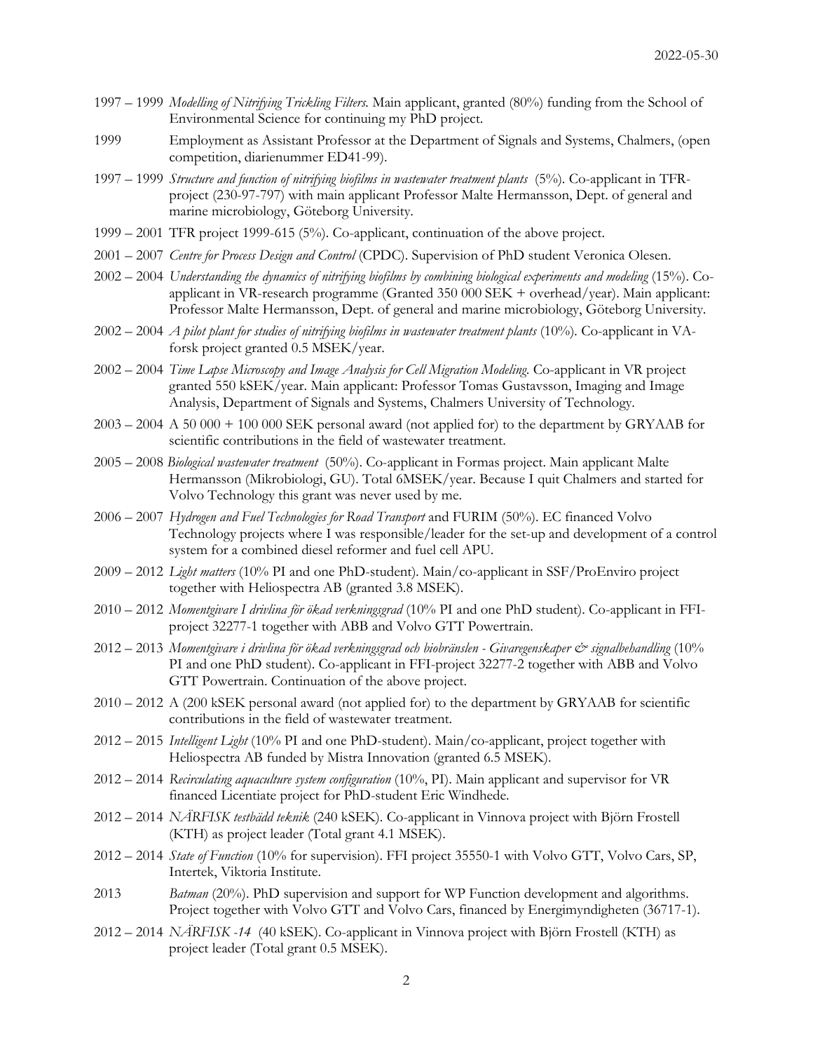1997 – 1999 *Modelling of Nitrifying Trickling Filters.* Main applicant, granted (80%) funding from the School of Environmental Science for continuing my PhD project.

1999 Employment as Assistant Professor at the Department of Signals and Systems, Chalmers, (open competition, diarienummer ED41-99).

1997 – 1999 *Structure and function of nitrifying biofilms in wastewater treatment plants* (5%). Co-applicant in TFR-project (230-97-797) with main applicant Professor Malte Hermansson, Dept. of general and marine microbiology, Göteborg University.

1999 – 2001 TFR project 1999-615 (5%). Co-applicant, continuation of the above project.

2001 – 2007 *Centre for Process Design and Control* (CPDC). Supervision of PhD student Veronica Olesen.

2002 – 2004 *Understanding the dynamics of nitrifying biofilms by combining biological experiments and modeling* (15%). Co-applicant in VR-research programme (Granted 350 000 SEK + overhead/year). Main applicant: Professor Malte Hermansson, Dept. of general and marine microbiology, Göteborg University.

2002 – 2004 *A pilot plant for studies of nitrifying biofilms in wastewater treatment plants* (10%). Co-applicant in VA-forsk project granted 0.5 MSEK/year.

2002 – 2004 *Time Lapse Microscopy and Image Analysis for Cell Migration Modeling.* Co-applicant in VR project granted 550 kSEK/year. Main applicant: Professor Tomas Gustavsson, Imaging and Image Analysis, Department of Signals and Systems, Chalmers University of Technology.

2003 – 2004 A 50 000 + 100 000 SEK personal award (not applied for) to the department by GRYAAB for scientific contributions in the field of wastewater treatment.

2005 – 2008 *Biological wastewater treatment* (50%). Co-applicant in Formas project. Main applicant Malte Hermansson (Mikrobiologi, GU). Total 6MSEK/year. Because I quit Chalmers and started for Volvo Technology this grant was never used by me.

2006 – 2007 *Hydrogen and Fuel Technologies for Road Transport* and FURIM (50%). EC financed Volvo Technology projects where I was responsible/leader for the set-up and development of a control system for a combined diesel reformer and fuel cell APU.

2009 – 2012 *Light matters* (10% PI and one PhD-student). Main/co-applicant in SSF/ProEnviro project together with Heliospectra AB (granted 3.8 MSEK).

2010 – 2012 *Momentgivare I drivlina för ökad verkningsgrad* (10% PI and one PhD student). Co-applicant in FFI-project 32277-1 together with ABB and Volvo GTT Powertrain.

2012 – 2013 *Momentgivare i drivlina för ökad verkningsgrad och biobränslen - Givaregenskaper & signalbehandling* (10% PI and one PhD student). Co-applicant in FFI-project 32277-2 together with ABB and Volvo GTT Powertrain. Continuation of the above project.

2010 – 2012 A (200 kSEK personal award (not applied for) to the department by GRYAAB for scientific contributions in the field of wastewater treatment.

2012 – 2015 *Intelligent Light* (10% PI and one PhD-student). Main/co-applicant, project together with Heliospectra AB funded by Mistra Innovation (granted 6.5 MSEK).

2012 – 2014 *Recirculating aquaculture system configuration* (10%, PI). Main applicant and supervisor for VR financed Licentiate project for PhD-student Eric Windhede.

2012 – 2014 *NÄRFISK testbädd teknik* (240 kSEK). Co-applicant in Vinnova project with Björn Frostell (KTH) as project leader (Total grant 4.1 MSEK).

2012 – 2014 *State of Function* (10% for supervision). FFI project 35550-1 with Volvo GTT, Volvo Cars, SP, Intertek, Viktoria Institute.

2013 *Batman* (20%). PhD supervision and support for WP Function development and algorithms. Project together with Volvo GTT and Volvo Cars, financed by Energimyndigheten (36717-1).

2012 – 2014 *NÄRFISK -14* (40 kSEK). Co-applicant in Vinnova project with Björn Frostell (KTH) as project leader (Total grant 0.5 MSEK).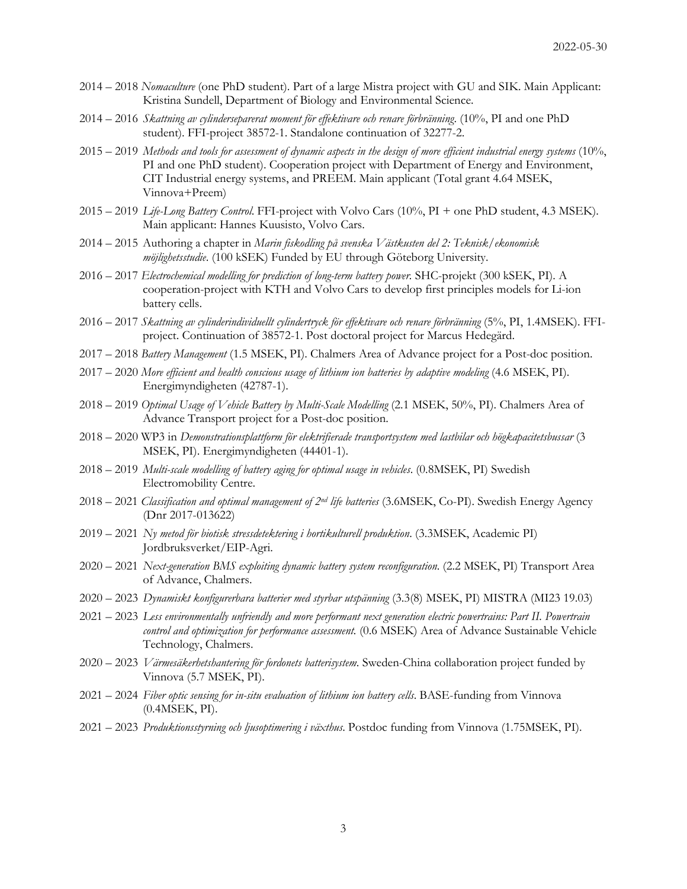2014 – 2018 *Nomaculture* (one PhD student). Part of a large Mistra project with GU and SIK. Main Applicant: Kristina Sundell, Department of Biology and Environmental Science.

2014 – 2016 *Skattning av cylinderseparerat moment för effektivare och renare förbränning*. (10%, PI and one PhD student). FFI-project 38572-1. Standalone continuation of 32277-2.

2015 – 2019 *Methods and tools for assessment of dynamic aspects in the design of more efficient industrial energy systems* (10%, PI and one PhD student). Cooperation project with Department of Energy and Environment, CIT Industrial energy systems, and PREEM. Main applicant (Total grant 4.64 MSEK, Vinnova+Preem)

2015 – 2019 *Life-Long Battery Control*. FFI-project with Volvo Cars (10%, PI + one PhD student, 4.3 MSEK). Main applicant: Hannes Kuusisto, Volvo Cars.

2014 – 2015 Authoring a chapter in *Marin fiskodling på svenska Västkusten del 2: Teknisk/ekonomisk möjlighetsstudie*. (100 kSEK) Funded by EU through Göteborg University.

2016 – 2017 *Electrochemical modelling for prediction of long-term battery power*. SHC-projekt (300 kSEK, PI). A cooperation-project with KTH and Volvo Cars to develop first principles models for Li-ion battery cells.

2016 – 2017 *Skattning av cylinderindividuellt cylindertryck för effektivare och renare förbränning* (5%, PI, 1.4MSEK). FFI-project. Continuation of 38572-1. Post doctoral project for Marcus Hedegärd.

2017 – 2018 *Battery Management* (1.5 MSEK, PI). Chalmers Area of Advance project for a Post-doc position.

2017 – 2020 *More efficient and health conscious usage of lithium ion batteries by adaptive modeling* (4.6 MSEK, PI). Energimyndigheten (42787-1).

2018 – 2019 *Optimal Usage of Vehicle Battery by Multi-Scale Modelling* (2.1 MSEK, 50%, PI). Chalmers Area of Advance Transport project for a Post-doc position.

2018 – 2020 WP3 in *Demonstrationsplattform för elektrifierade transportsystem med lastbilar och högkapacitetsbussar* (3 MSEK, PI). Energimyndigheten (44401-1).

2018 – 2019 *Multi-scale modelling of battery aging for optimal usage in vehicles*. (0.8MSEK, PI) Swedish Electromobility Centre.

2018 – 2021 *Classification and optimal management of 2nd life batteries* (3.6MSEK, Co-PI). Swedish Energy Agency (Dnr 2017-013622)

2019 – 2021 *Ny metod för biotisk stressdetektering i hortikulturell produktion*. (3.3MSEK, Academic PI) Jordbruksverket/EIP-Agri.

2020 – 2021 *Next-generation BMS exploiting dynamic battery system reconfiguration*. (2.2 MSEK, PI) Transport Area of Advance, Chalmers.

2020 – 2023 *Dynamiskt konfigurerbara batterier med styrbar utspänning* (3.3(8) MSEK, PI) MISTRA (MI23 19.03)

2021 – 2023 *Less environmentally unfriendly and more performant next generation electric powertrains: Part II. Powertrain control and optimization for performance assessment.* (0.6 MSEK) Area of Advance Sustainable Vehicle Technology, Chalmers.

2020 – 2023 *Värmesäkerhetshantering för fordonets batterisystem*. Sweden-China collaboration project funded by Vinnova (5.7 MSEK, PI).

2021 – 2024 *Fiber optic sensing for in-situ evaluation of lithium ion battery cells*. BASE-funding from Vinnova (0.4MSEK, PI).

2021 – 2023 *Produktionsstyrning och ljusoptimering i växthus*. Postdoc funding from Vinnova (1.75MSEK, PI).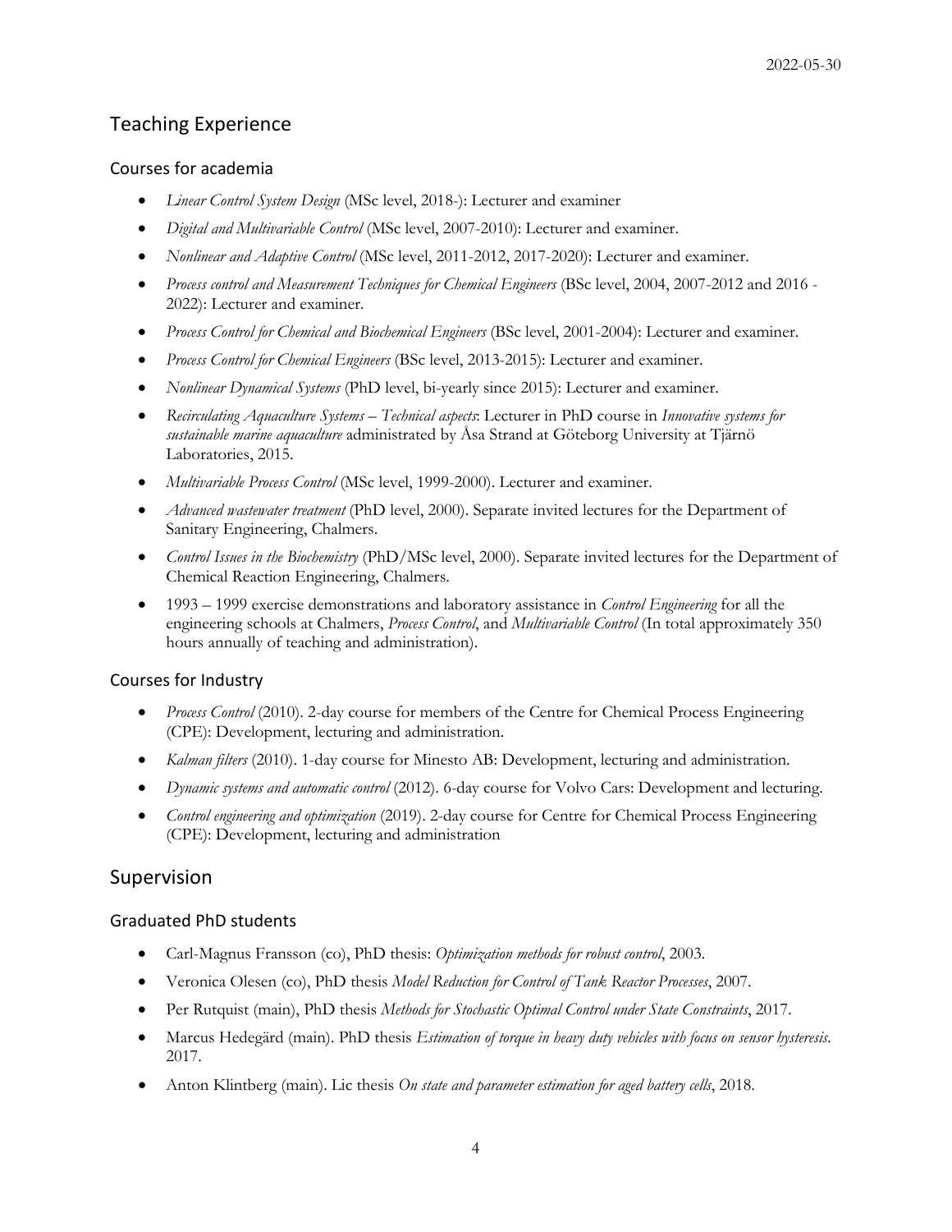## Teaching Experience

### Courses for academia

- *Linear Control System Design* (MSc level, 2018-): Lecturer and examiner
- *Digital and Multivariable Control* (MSc level, 2007-2010): Lecturer and examiner.
- *Nonlinear and Adaptive Control* (MSc level, 2011-2012, 2017-2020): Lecturer and examiner.
- *Process control and Measurement Techniques for Chemical Engineers* (BSc level, 2004, 2007-2012 and 2016 - 2022): Lecturer and examiner.
- *Process Control for Chemical and Biochemical Engineers* (BSc level, 2001-2004): Lecturer and examiner.
- *Process Control for Chemical Engineers* (BSc level, 2013-2015): Lecturer and examiner.
- *Nonlinear Dynamical Systems* (PhD level, bi-yearly since 2015): Lecturer and examiner.
- *Recirculating Aquaculture Systems – Technical aspects*: Lecturer in PhD course in *Innovative systems for sustainable marine aquaculture* administrated by Åsa Strand at Göteborg University at Tjärnö Laboratories, 2015.
- *Multivariable Process Control* (MSc level, 1999-2000). Lecturer and examiner.
- *Advanced wastewater treatment* (PhD level, 2000). Separate invited lectures for the Department of Sanitary Engineering, Chalmers.
- *Control Issues in the Biochemistry* (PhD/MSc level, 2000). Separate invited lectures for the Department of Chemical Reaction Engineering, Chalmers.
- 1993 – 1999 exercise demonstrations and laboratory assistance in *Control Engineering* for all the engineering schools at Chalmers, *Process Control*, and *Multivariable Control* (In total approximately 350 hours annually of teaching and administration).

### Courses for Industry

- *Process Control* (2010). 2-day course for members of the Centre for Chemical Process Engineering (CPE): Development, lecturing and administration.
- *Kalman filters* (2010). 1-day course for Minesto AB: Development, lecturing and administration.
- *Dynamic systems and automatic control* (2012). 6-day course for Volvo Cars: Development and lecturing.
- *Control engineering and optimization* (2019). 2-day course for Centre for Chemical Process Engineering (CPE): Development, lecturing and administration

## Supervision

### Graduated PhD students

- Carl-Magnus Fransson (co), PhD thesis: *Optimization methods for robust control*, 2003.
- Veronica Olesen (co), PhD thesis *Model Reduction for Control of Tank Reactor Processes*, 2007.
- Per Rutquist (main), PhD thesis *Methods for Stochastic Optimal Control under State Constraints*, 2017.
- Marcus Hedegärd (main). PhD thesis *Estimation of torque in heavy duty vehicles with focus on sensor hysteresis*. 2017.
- Anton Klintberg (main). Lic thesis *On state and parameter estimation for aged battery cells*, 2018.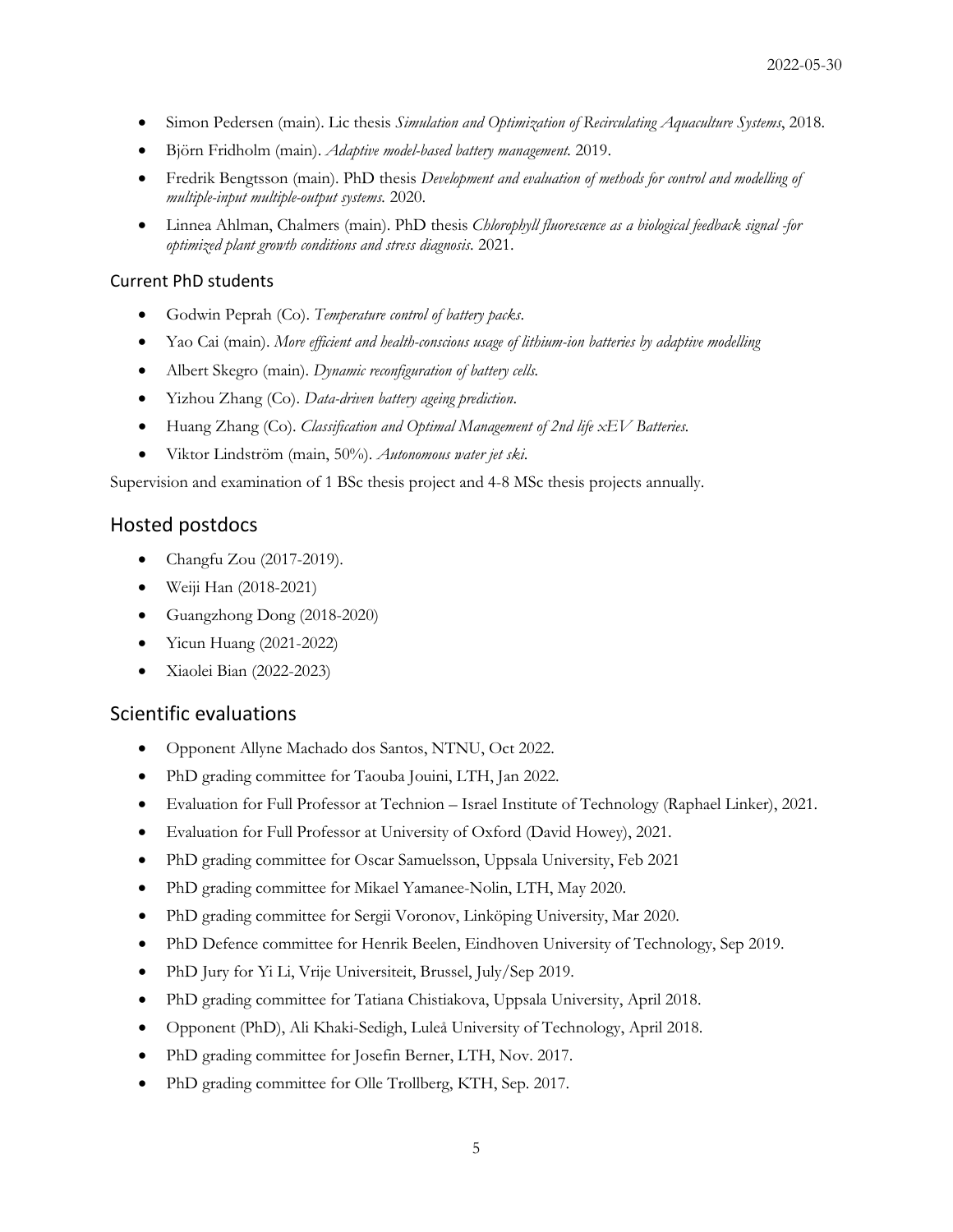- Simon Pedersen (main). Lic thesis *Simulation and Optimization of Recirculating Aquaculture Systems*, 2018.
- Björn Fridholm (main). *Adaptive model-based battery management.* 2019.
- Fredrik Bengtsson (main). PhD thesis *Development and evaluation of methods for control and modelling of multiple-input multiple-output systems.* 2020.
- Linnea Ahlman, Chalmers (main). PhD thesis *Chlorophyll fluorescence as a biological feedback signal -for optimized plant growth conditions and stress diagnosis*. 2021.

### Current PhD students

- Godwin Peprah (Co). *Temperature control of battery packs*.
- Yao Cai (main). *More efficient and health-conscious usage of lithium-ion batteries by adaptive modelling*
- Albert Skegro (main). *Dynamic reconfiguration of battery cells.*
- Yizhou Zhang (Co). *Data-driven battery ageing prediction*.
- Huang Zhang (Co). *Classification and Optimal Management of 2nd life xEV Batteries.*
- Viktor Lindström (main, 50%). *Autonomous water jet ski*.

Supervision and examination of 1 BSc thesis project and 4-8 MSc thesis projects annually.

## Hosted postdocs

- Changfu Zou (2017-2019).
- Weiji Han (2018-2021)
- Guangzhong Dong (2018-2020)
- Yicun Huang (2021-2022)
- Xiaolei Bian (2022-2023)

## Scientific evaluations

- Opponent Allyne Machado dos Santos, NTNU, Oct 2022.
- PhD grading committee for Taouba Jouini, LTH, Jan 2022.
- Evaluation for Full Professor at Technion – Israel Institute of Technology (Raphael Linker), 2021.
- Evaluation for Full Professor at University of Oxford (David Howey), 2021.
- PhD grading committee for Oscar Samuelsson, Uppsala University, Feb 2021
- PhD grading committee for Mikael Yamanee-Nolin, LTH, May 2020.
- PhD grading committee for Sergii Voronov, Linköping University, Mar 2020.
- PhD Defence committee for Henrik Beelen, Eindhoven University of Technology, Sep 2019.
- PhD Jury for Yi Li, Vrije Universiteit, Brussel, July/Sep 2019.
- PhD grading committee for Tatiana Chistiakova, Uppsala University, April 2018.
- Opponent (PhD), Ali Khaki-Sedigh, Luleå University of Technology, April 2018.
- PhD grading committee for Josefin Berner, LTH, Nov. 2017.
- PhD grading committee for Olle Trollberg, KTH, Sep. 2017.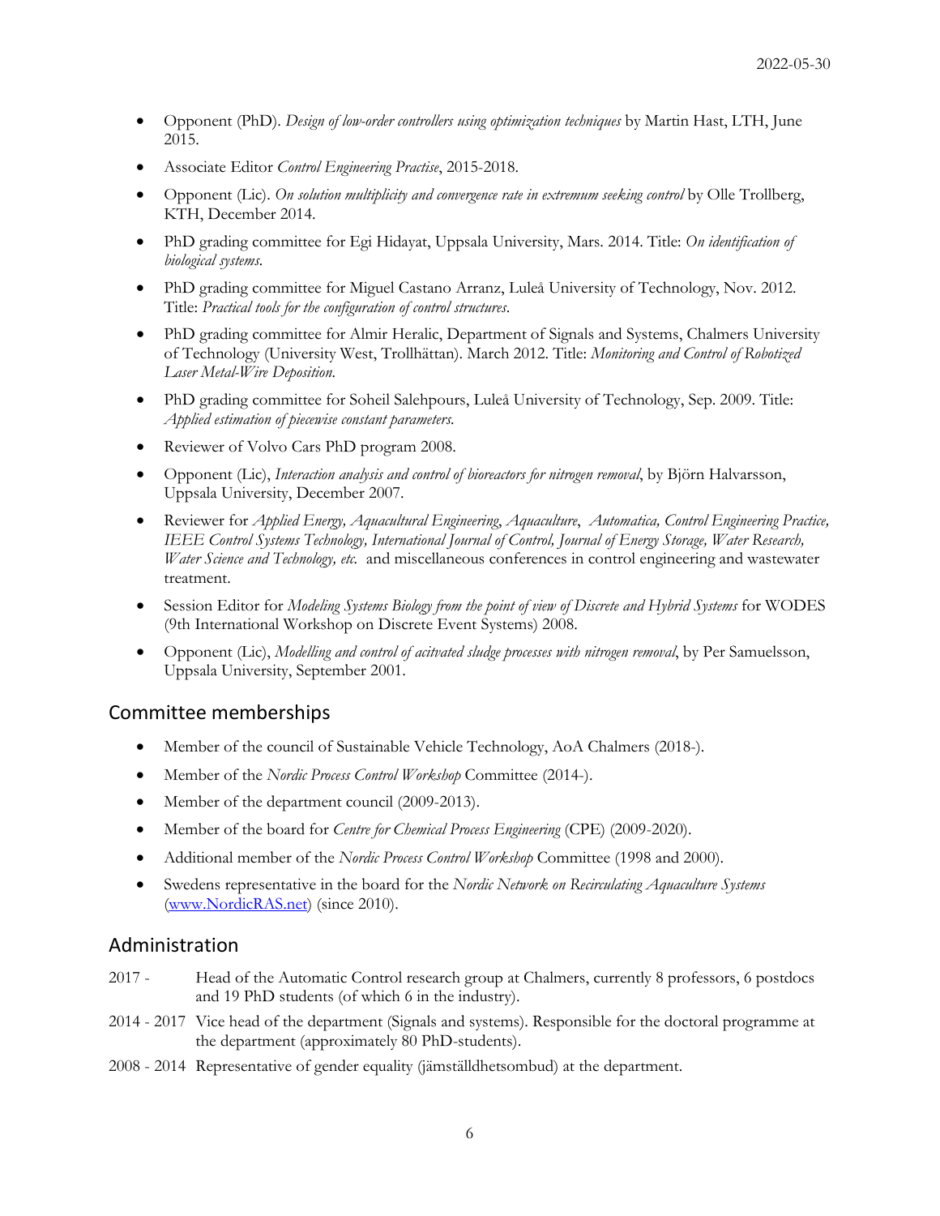- Opponent (PhD). *Design of low-order controllers using optimization techniques* by Martin Hast, LTH, June 2015.
- Associate Editor *Control Engineering Practise*, 2015-2018.
- Opponent (Lic). *On solution multiplicity and convergence rate in extremum seeking control* by Olle Trollberg, KTH, December 2014.
- PhD grading committee for Egi Hidayat, Uppsala University, Mars. 2014. Title: *On identification of biological systems.*
- PhD grading committee for Miguel Castano Arranz, Luleå University of Technology, Nov. 2012. Title: *Practical tools for the configuration of control structures*.
- PhD grading committee for Almir Heralic, Department of Signals and Systems, Chalmers University of Technology (University West, Trollhättan). March 2012. Title: *Monitoring and Control of Robotized Laser Metal-Wire Deposition.*
- PhD grading committee for Soheil Salehpours, Luleå University of Technology, Sep. 2009. Title: *Applied estimation of piecewise constant parameters.*
- Reviewer of Volvo Cars PhD program 2008.
- Opponent (Lic), *Interaction analysis and control of bioreactors for nitrogen removal*, by Björn Halvarsson, Uppsala University, December 2007.
- Reviewer for *Applied Energy, Aquacultural Engineering*, *Aquaculture*, *Automatica, Control Engineering Practice, IEEE Control Systems Technology, International Journal of Control, Journal of Energy Storage, Water Research, Water Science and Technology, etc.* and miscellaneous conferences in control engineering and wastewater treatment.
- Session Editor for *Modeling Systems Biology from the point of view of Discrete and Hybrid Systems* for WODES (9th International Workshop on Discrete Event Systems) 2008.
- Opponent (Lic), *Modelling and control of acitvated sludge processes with nitrogen removal*, by Per Samuelsson, Uppsala University, September 2001.

## Committee memberships

- Member of the council of Sustainable Vehicle Technology, AoA Chalmers (2018-).
- Member of the *Nordic Process Control Workshop* Committee (2014-).
- Member of the department council (2009-2013).
- Member of the board for *Centre for Chemical Process Engineering* (CPE) (2009-2020).
- Additional member of the *Nordic Process Control Workshop* Committee (1998 and 2000).
- Swedens representative in the board for the *Nordic Network on Recirculating Aquaculture Systems* (www.NordicRAS.net) (since 2010).

## Administration

2017 - Head of the Automatic Control research group at Chalmers, currently 8 professors, 6 postdocs and 19 PhD students (of which 6 in the industry).

2014 - 2017 Vice head of the department (Signals and systems). Responsible for the doctoral programme at the department (approximately 80 PhD-students).

2008 - 2014 Representative of gender equality (jämställdhetsombud) at the department.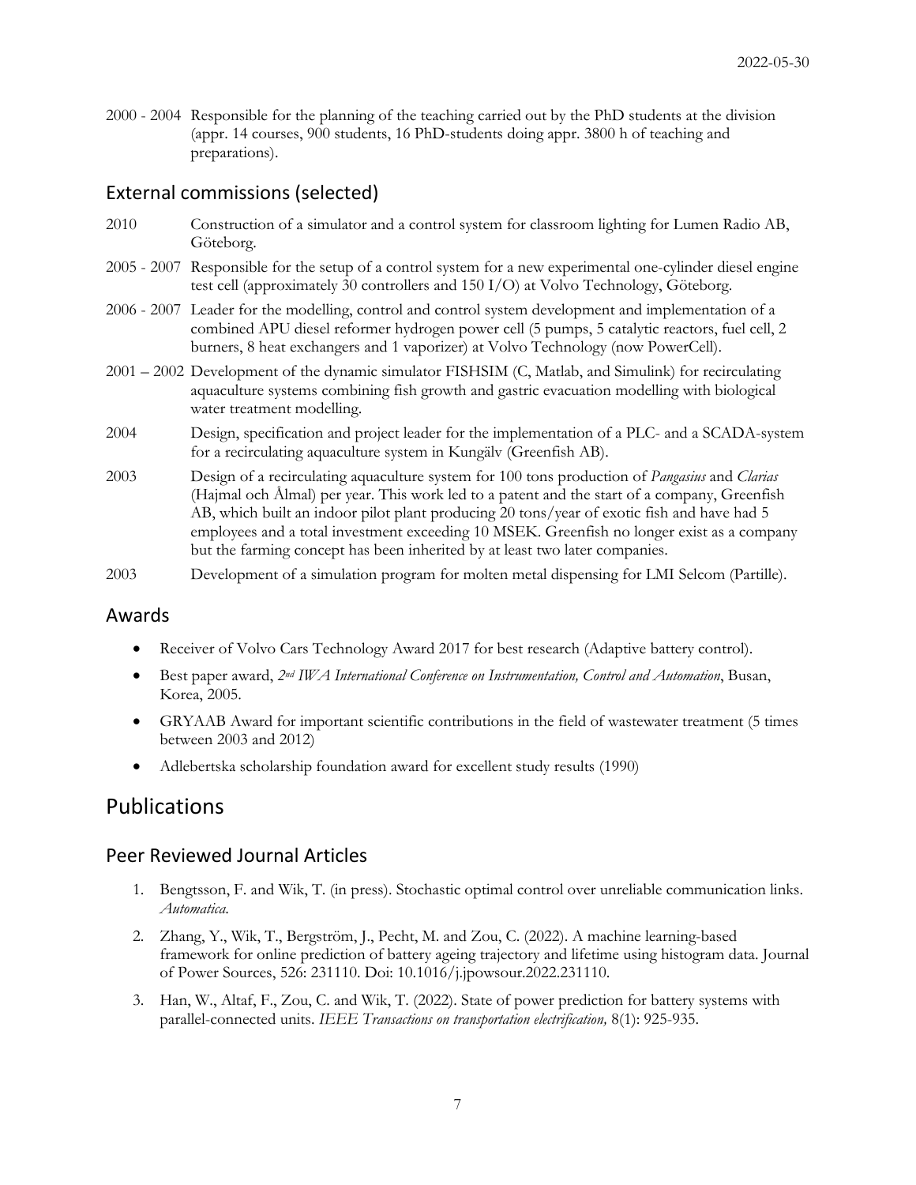2000 - 2004 Responsible for the planning of the teaching carried out by the PhD students at the division (appr. 14 courses, 900 students, 16 PhD-students doing appr. 3800 h of teaching and preparations).

## External commissions (selected)

2010 Construction of a simulator and a control system for classroom lighting for Lumen Radio AB, Göteborg.

2005 - 2007 Responsible for the setup of a control system for a new experimental one-cylinder diesel engine test cell (approximately 30 controllers and 150 I/O) at Volvo Technology, Göteborg.

2006 - 2007 Leader for the modelling, control and control system development and implementation of a combined APU diesel reformer hydrogen power cell (5 pumps, 5 catalytic reactors, fuel cell, 2 burners, 8 heat exchangers and 1 vaporizer) at Volvo Technology (now PowerCell).

2001 – 2002 Development of the dynamic simulator FISHSIM (C, Matlab, and Simulink) for recirculating aquaculture systems combining fish growth and gastric evacuation modelling with biological water treatment modelling.

2004 Design, specification and project leader for the implementation of a PLC- and a SCADA-system for a recirculating aquaculture system in Kungälv (Greenfish AB).

2003 Design of a recirculating aquaculture system for 100 tons production of *Pangasius* and *Clarias* (Hajmal och Ålmal) per year. This work led to a patent and the start of a company, Greenfish AB, which built an indoor pilot plant producing 20 tons/year of exotic fish and have had 5 employees and a total investment exceeding 10 MSEK. Greenfish no longer exist as a company but the farming concept has been inherited by at least two later companies.

2003 Development of a simulation program for molten metal dispensing for LMI Selcom (Partille).

## Awards

- Receiver of Volvo Cars Technology Award 2017 for best research (Adaptive battery control).
- Best paper award, *2nd IWA International Conference on Instrumentation, Control and Automation*, Busan, Korea, 2005.
- GRYAAB Award for important scientific contributions in the field of wastewater treatment (5 times between 2003 and 2012)
- Adlebertska scholarship foundation award for excellent study results (1990)

# Publications

## Peer Reviewed Journal Articles

1. Bengtsson, F. and Wik, T. (in press). Stochastic optimal control over unreliable communication links. *Automatica.*
2. Zhang, Y., Wik, T., Bergström, J., Pecht, M. and Zou, C. (2022). A machine learning-based framework for online prediction of battery ageing trajectory and lifetime using histogram data. Journal of Power Sources, 526: 231110. Doi: 10.1016/j.jpowsour.2022.231110.
3. Han, W., Altaf, F., Zou, C. and Wik, T. (2022). State of power prediction for battery systems with parallel-connected units. *IEEE Transactions on transportation electrification,* 8(1): 925-935.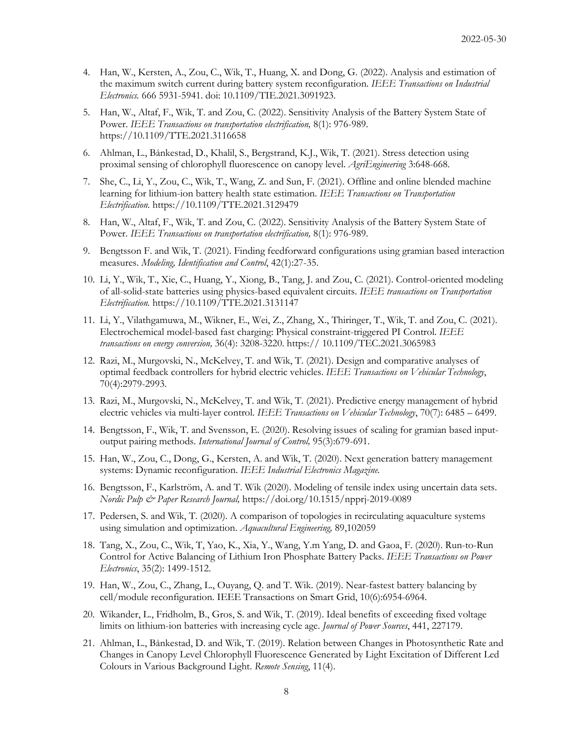4. Han, W., Kersten, A., Zou, C., Wik, T., Huang, X. and Dong, G. (2022). Analysis and estimation of the maximum switch current during battery system reconfiguration. *IEEE Transactions on Industrial Electronics.* 666 5931-5941. doi: 10.1109/TIE.2021.3091923.

5. Han, W., Altaf, F., Wik, T. and Zou, C. (2022). Sensitivity Analysis of the Battery System State of Power. *IEEE Transactions on transportation electrification,* 8(1): 976-989. https://10.1109/TTE.2021.3116658

6. Ahlman, L., Bånkestad, D., Khalil, S., Bergstrand, K.J., Wik, T. (2021). Stress detection using proximal sensing of chlorophyll fluorescence on canopy level. *AgriEngineering* 3:648-668.

7. She, C., Li, Y., Zou, C., Wik, T., Wang, Z. and Sun, F. (2021). Offline and online blended machine learning for lithium-ion battery health state estimation. *IEEE Transactions on Transportation Electrification.* https://10.1109/TTE.2021.3129479

8. Han, W., Altaf, F., Wik, T. and Zou, C. (2022). Sensitivity Analysis of the Battery System State of Power. *IEEE Transactions on transportation electrification,* 8(1): 976-989.

9. Bengtsson F. and Wik, T. (2021). Finding feedforward configurations using gramian based interaction measures. *Modeling, Identification and Control*, 42(1):27-35.

10. Li, Y., Wik, T., Xie, C., Huang, Y., Xiong, B., Tang, J. and Zou, C. (2021). Control-oriented modeling of all-solid-state batteries using physics-based equivalent circuits. *IEEE transactions on Transportation Electrification.* https://10.1109/TTE.2021.3131147

11. Li, Y., Vilathgamuwa, M., Wikner, E., Wei, Z., Zhang, X., Thiringer, T., Wik, T. and Zou, C. (2021). Electrochemical model-based fast charging: Physical constraint-triggered PI Control. *IEEE transactions on energy conversion,* 36(4): 3208-3220. https:// 10.1109/TEC.2021.3065983

12. Razi, M., Murgovski, N., McKelvey, T. and Wik, T. (2021). Design and comparative analyses of optimal feedback controllers for hybrid electric vehicles. *IEEE Transactions on Vehicular Technology*, 70(4):2979-2993.

13. Razi, M., Murgovski, N., McKelvey, T. and Wik, T. (2021). Predictive energy management of hybrid electric vehicles via multi-layer control. *IEEE Transactions on Vehicular Technology*, 70(7): 6485 – 6499.

14. Bengtsson, F., Wik, T. and Svensson, E. (2020). Resolving issues of scaling for gramian based input-output pairing methods. *International Journal of Control,* 95(3):679-691.

15. Han, W., Zou, C., Dong, G., Kersten, A. and Wik, T. (2020). Next generation battery management systems: Dynamic reconfiguration. *IEEE Industrial Electronics Magazine.*

16. Bengtsson, F., Karlström, A. and T. Wik (2020). Modeling of tensile index using uncertain data sets. *Nordic Pulp & Paper Research Journal,* https://doi.org/10.1515/npprj-2019-0089

17. Pedersen, S. and Wik, T. (2020). A comparison of topologies in recirculating aquaculture systems using simulation and optimization. *Aquacultural Engineering,* 89,102059

18. Tang, X., Zou, C., Wik, T, Yao, K., Xia, Y., Wang, Y.m Yang, D. and Gaoa, F. (2020). Run-to-Run Control for Active Balancing of Lithium Iron Phosphate Battery Packs. *IEEE Transactions on Power Electronics*, 35(2): 1499-1512.

19. Han, W., Zou, C., Zhang, L., Ouyang, Q. and T. Wik. (2019). Near-fastest battery balancing by cell/module reconfiguration. IEEE Transactions on Smart Grid, 10(6):6954-6964.

20. Wikander, L., Fridholm, B., Gros, S. and Wik, T. (2019). Ideal benefits of exceeding fixed voltage limits on lithium-ion batteries with increasing cycle age. *Journal of Power Sources*, 441, 227179.

21. Ahlman, L., Bånkestad, D. and Wik, T. (2019). Relation between Changes in Photosynthetic Rate and Changes in Canopy Level Chlorophyll Fluorescence Generated by Light Excitation of Different Led Colours in Various Background Light. *Remote Sensing*, 11(4).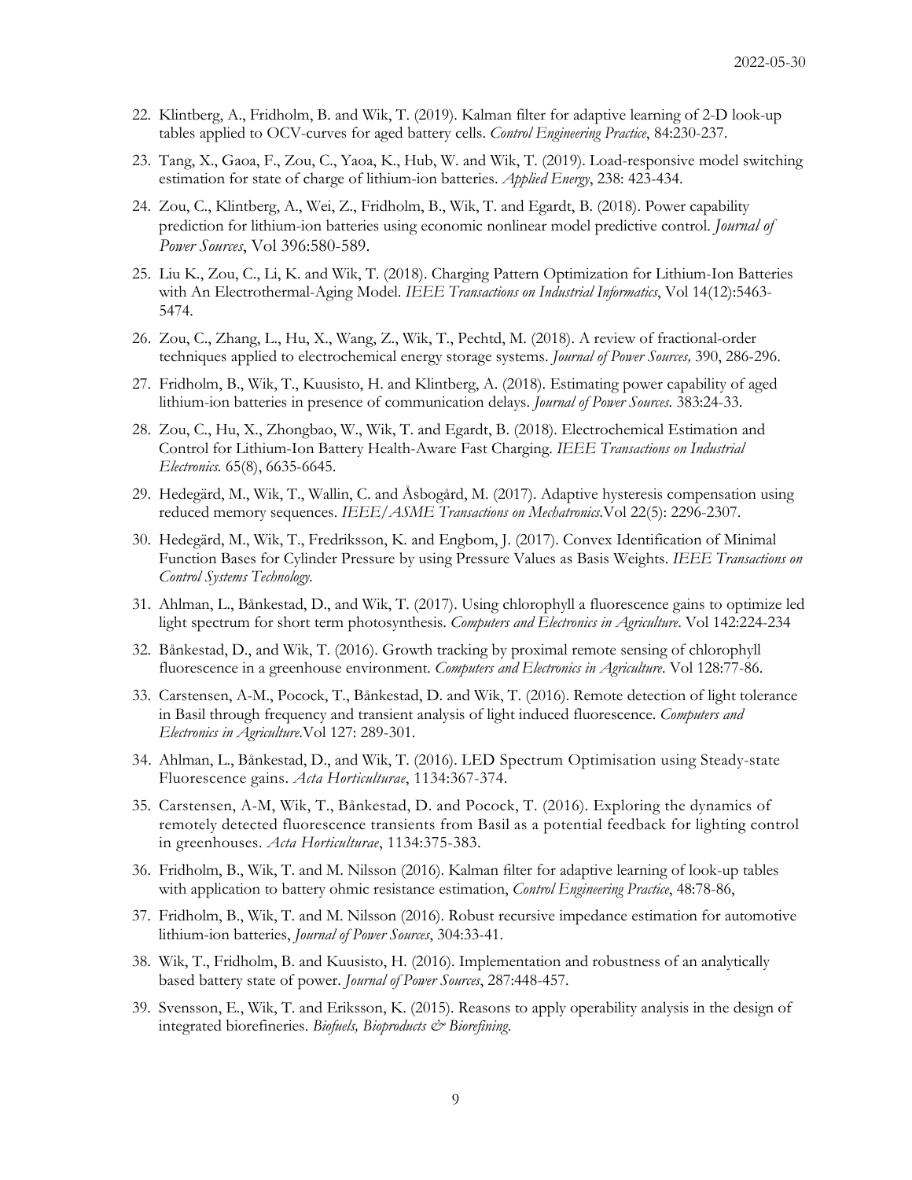22. Klintberg, A., Fridholm, B. and Wik, T. (2019). Kalman filter for adaptive learning of 2-D look-up tables applied to OCV-curves for aged battery cells. *Control Engineering Practice*, 84:230-237.
23. Tang, X., Gaoa, F., Zou, C., Yaoa, K., Hub, W. and Wik, T. (2019). Load-responsive model switching estimation for state of charge of lithium-ion batteries. *Applied Energy*, 238: 423-434.
24. Zou, C., Klintberg, A., Wei, Z., Fridholm, B., Wik, T. and Egardt, B. (2018). Power capability prediction for lithium-ion batteries using economic nonlinear model predictive control. *Journal of Power Sources*, Vol 396:580-589.
25. Liu K., Zou, C., Li, K. and Wik, T. (2018). Charging Pattern Optimization for Lithium-Ion Batteries with An Electrothermal-Aging Model. *IEEE Transactions on Industrial Informatics*, Vol 14(12):5463-5474.
26. Zou, C., Zhang, L., Hu, X., Wang, Z., Wik, T., Pechtd, M. (2018). A review of fractional-order techniques applied to electrochemical energy storage systems. *Journal of Power Sources,* 390, 286-296.
27. Fridholm, B., Wik, T., Kuusisto, H. and Klintberg, A. (2018). Estimating power capability of aged lithium-ion batteries in presence of communication delays. *Journal of Power Sources.* 383:24-33.
28. Zou, C., Hu, X., Zhongbao, W., Wik, T. and Egardt, B. (2018). Electrochemical Estimation and Control for Lithium-Ion Battery Health-Aware Fast Charging. *IEEE Transactions on Industrial Electronics.* 65(8), 6635-6645.
29. Hedegärd, M., Wik, T., Wallin, C. and Åsbogård, M. (2017). Adaptive hysteresis compensation using reduced memory sequences. *IEEE/ASME Transactions on Mechatronics*.Vol 22(5): 2296-2307.
30. Hedegärd, M., Wik, T., Fredriksson, K. and Engbom, J. (2017). Convex Identification of Minimal Function Bases for Cylinder Pressure by using Pressure Values as Basis Weights. *IEEE Transactions on Control Systems Technology.*
31. Ahlman, L., Bånkestad, D., and Wik, T. (2017). Using chlorophyll a fluorescence gains to optimize led light spectrum for short term photosynthesis. *Computers and Electronics in Agriculture*. Vol 142:224-234
32. Bånkestad, D., and Wik, T. (2016). Growth tracking by proximal remote sensing of chlorophyll fluorescence in a greenhouse environment. *Computers and Electronics in Agriculture.* Vol 128:77-86.
33. Carstensen, A-M., Pocock, T., Bånkestad, D. and Wik, T. (2016). Remote detection of light tolerance in Basil through frequency and transient analysis of light induced fluorescence. *Computers and Electronics in Agriculture.*Vol 127: 289-301.
34. Ahlman, L., Bånkestad, D., and Wik, T. (2016). LED Spectrum Optimisation using Steady-state Fluorescence gains. *Acta Horticulturae*, 1134:367-374.
35. Carstensen, A-M, Wik, T., Bånkestad, D. and Pocock, T. (2016). Exploring the dynamics of remotely detected fluorescence transients from Basil as a potential feedback for lighting control in greenhouses. *Acta Horticulturae*, 1134:375-383.
36. Fridholm, B., Wik, T. and M. Nilsson (2016). Kalman filter for adaptive learning of look-up tables with application to battery ohmic resistance estimation, *Control Engineering Practice*, 48:78-86,
37. Fridholm, B., Wik, T. and M. Nilsson (2016). Robust recursive impedance estimation for automotive lithium-ion batteries, *Journal of Power Sources*, 304:33-41.
38. Wik, T., Fridholm, B. and Kuusisto, H. (2016). Implementation and robustness of an analytically based battery state of power. *Journal of Power Sources*, 287:448-457.
39. Svensson, E., Wik, T. and Eriksson, K. (2015). Reasons to apply operability analysis in the design of integrated biorefineries. *Biofuels, Bioproducts & Biorefining.*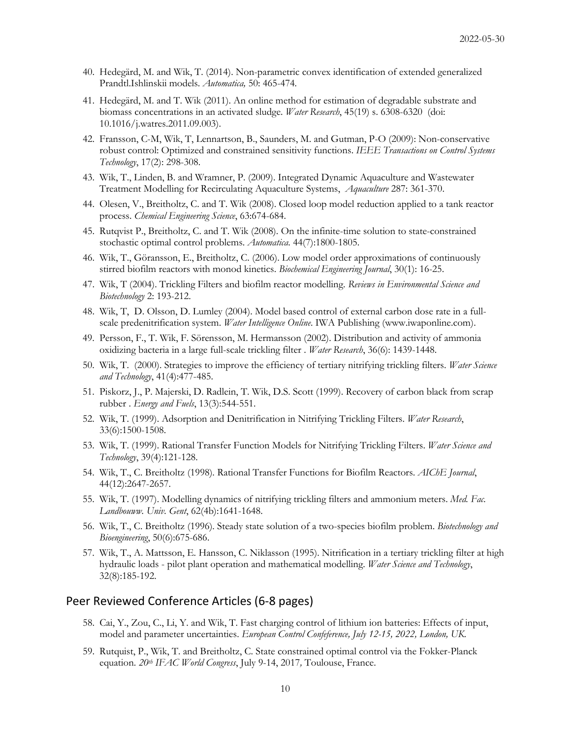40. Hedegärd, M. and Wik, T. (2014). Non-parametric convex identification of extended generalized Prandtl.Ishlinskii models. *Automatica,* 50: 465-474.

41. Hedegärd, M. and T. Wik (2011). An online method for estimation of degradable substrate and biomass concentrations in an activated sludge. *Water Research*, 45(19) s. 6308-6320 (doi: 10.1016/j.watres.2011.09.003).

42. Fransson, C-M, Wik, T, Lennartson, B., Saunders, M. and Gutman, P-O (2009): Non-conservative robust control: Optimized and constrained sensitivity functions. *IEEE Transactions on Control Systems Technology*, 17(2): 298-308.

43. Wik, T., Linden, B. and Wramner, P. (2009). Integrated Dynamic Aquaculture and Wastewater Treatment Modelling for Recirculating Aquaculture Systems, *Aquaculture* 287: 361-370.

44. Olesen, V., Breitholtz, C. and T. Wik (2008). Closed loop model reduction applied to a tank reactor process. *Chemical Engineering Science*, 63:674-684.

45. Rutqvist P., Breitholtz, C. and T. Wik (2008). On the infinite-time solution to state-constrained stochastic optimal control problems. *Automatica.* 44(7):1800-1805.

46. Wik, T., Göransson, E., Breitholtz, C. (2006). Low model order approximations of continuously stirred biofilm reactors with monod kinetics. *Biochemical Engineering Journal*, 30(1): 16-25.

47. Wik, T (2004). Trickling Filters and biofilm reactor modelling. *Reviews in Environmental Science and Biotechnology* 2: 193-212.

48. Wik, T, D. Olsson, D. Lumley (2004). Model based control of external carbon dose rate in a full-scale predenitrification system. *Water Intelligence Online*. IWA Publishing (www.iwaponline.com).

49. Persson, F., T. Wik, F. Sörensson, M. Hermansson (2002). Distribution and activity of ammonia oxidizing bacteria in a large full-scale trickling filter . *Water Research*, 36(6): 1439-1448.

50. Wik, T. (2000). Strategies to improve the efficiency of tertiary nitrifying trickling filters. *Water Science and Technology*, 41(4):477-485.

51. Piskorz, J., P. Majerski, D. Radlein, T. Wik, D.S. Scott (1999). Recovery of carbon black from scrap rubber . *Energy and Fuels*, 13(3):544-551.

52. Wik, T. (1999). Adsorption and Denitrification in Nitrifying Trickling Filters. *Water Research*, 33(6):1500-1508.

53. Wik, T. (1999). Rational Transfer Function Models for Nitrifying Trickling Filters. *Water Science and Technology*, 39(4):121-128.

54. Wik, T., C. Breitholtz (1998). Rational Transfer Functions for Biofilm Reactors. *AIChE Journal*, 44(12):2647-2657.

55. Wik, T. (1997). Modelling dynamics of nitrifying trickling filters and ammonium meters. *Med. Fac. Landbouww. Univ. Gent*, 62(4b):1641-1648.

56. Wik, T., C. Breitholtz (1996). Steady state solution of a two-species biofilm problem. *Biotechnology and Bioengineering*, 50(6):675-686.

57. Wik, T., A. Mattsson, E. Hansson, C. Niklasson (1995). Nitrification in a tertiary trickling filter at high hydraulic loads - pilot plant operation and mathematical modelling. *Water Science and Technology*, 32(8):185-192.

## Peer Reviewed Conference Articles (6-8 pages)

58. Cai, Y., Zou, C., Li, Y. and Wik, T. Fast charging control of lithium ion batteries: Effects of input, model and parameter uncertainties. *European Control Confeference, July 12-15, 2022, London, UK.*

59. Rutquist, P., Wik, T. and Breitholtz, C. State constrained optimal control via the Fokker-Planck equation. *20th IFAC World Congress*, July 9-14, 2017*,* Toulouse, France.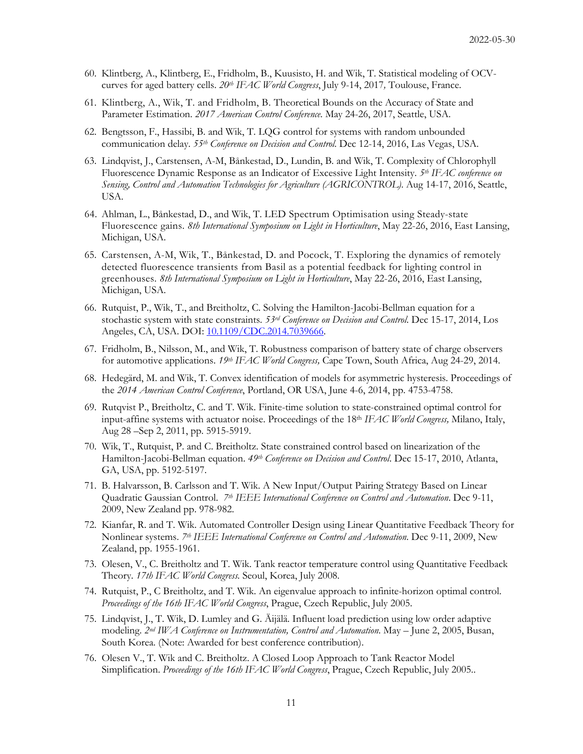60. Klintberg, A., Klintberg, E., Fridholm, B., Kuusisto, H. and Wik, T. Statistical modeling of OCV-curves for aged battery cells. *20th IFAC World Congress*, July 9-14, 2017*,* Toulouse, France.
61. Klintberg, A., Wik, T. and Fridholm, B. Theoretical Bounds on the Accuracy of State and Parameter Estimation. *2017 American Control Conference.* May 24-26, 2017, Seattle, USA.
62. Bengtsson, F., Hassibi, B. and Wik, T. LQG control for systems with random unbounded communication delay. *55th Conference on Decision and Control.* Dec 12-14, 2016, Las Vegas, USA.
63. Lindqvist, J., Carstensen, A-M, Bånkestad, D., Lundin, B. and Wik, T. Complexity of Chlorophyll Fluorescence Dynamic Response as an Indicator of Excessive Light Intensity. *5th IFAC conference on Sensing, Control and Automation Technologies for Agriculture (AGRICONTROL).* Aug 14-17, 2016, Seattle, USA.
64. Ahlman, L., Bånkestad, D., and Wik, T. LED Spectrum Optimisation using Steady-state Fluorescence gains. *8th International Symposium on Light in Horticulture*, May 22-26, 2016, East Lansing, Michigan, USA.
65. Carstensen, A-M, Wik, T., Bånkestad, D. and Pocock, T. Exploring the dynamics of remotely detected fluorescence transients from Basil as a potential feedback for lighting control in greenhouses. *8th International Symposium on Light in Horticulture*, May 22-26, 2016, East Lansing, Michigan, USA.
66. Rutquist, P., Wik, T., and Breitholtz, C. Solving the Hamilton-Jacobi-Bellman equation for a stochastic system with state constraints. *53rd Conference on Decision and Control.* Dec 15-17, 2014, Los Angeles, CA, USA. DOI: [10.1109/CDC.2014.7039666](https://doi.org/10.1109/CDC.2014.7039666).
67. Fridholm, B., Nilsson, M., and Wik, T. Robustness comparison of battery state of charge observers for automotive applications. *19th IFAC World Congress,* Cape Town, South Africa, Aug 24-29, 2014.
68. Hedegärd, M. and Wik, T. Convex identification of models for asymmetric hysteresis. Proceedings of the *2014 American Control Conference*, Portland, OR USA, June 4-6, 2014, pp. 4753-4758.
69. Rutqvist P., Breitholtz, C. and T. Wik. Finite-time solution to state-constrained optimal control for input-affine systems with actuator noise. Proceedings of the 18th *IFAC World Congress,* Milano, Italy, Aug 28 –Sep 2, 2011, pp. 5915-5919.
70. Wik, T., Rutquist, P. and C. Breitholtz. State constrained control based on linearization of the Hamilton-Jacobi-Bellman equation. *49th Conference on Decision and Control*. Dec 15-17, 2010, Atlanta, GA, USA, pp. 5192-5197.
71. B. Halvarsson, B. Carlsson and T. Wik. A New Input/Output Pairing Strategy Based on Linear Quadratic Gaussian Control. *7th IEEE International Conference on Control and Automation*. Dec 9-11, 2009, New Zealand pp. 978-982.
72. Kianfar, R. and T. Wik. Automated Controller Design using Linear Quantitative Feedback Theory for Nonlinear systems. *7th IEEE International Conference on Control and Automation*. Dec 9-11, 2009, New Zealand, pp. 1955-1961.
73. Olesen, V., C. Breitholtz and T. Wik. Tank reactor temperature control using Quantitative Feedback Theory. *17th IFAC World Congress.* Seoul, Korea, July 2008.
74. Rutquist, P., C Breitholtz, and T. Wik. An eigenvalue approach to infinite-horizon optimal control. *Proceedings of the 16th IFAC World Congress*, Prague, Czech Republic, July 2005.
75. Lindqvist, J., T. Wik, D. Lumley and G. Äijälä. Influent load prediction using low order adaptive modeling. *2nd IWA Conference on Instrumentation, Control and Automation.* May – June 2, 2005, Busan, South Korea. (Note: Awarded for best conference contribution).
76. Olesen V., T. Wik and C. Breitholtz. A Closed Loop Approach to Tank Reactor Model Simplification. *Proceedings of the 16th IFAC World Congress*, Prague, Czech Republic, July 2005..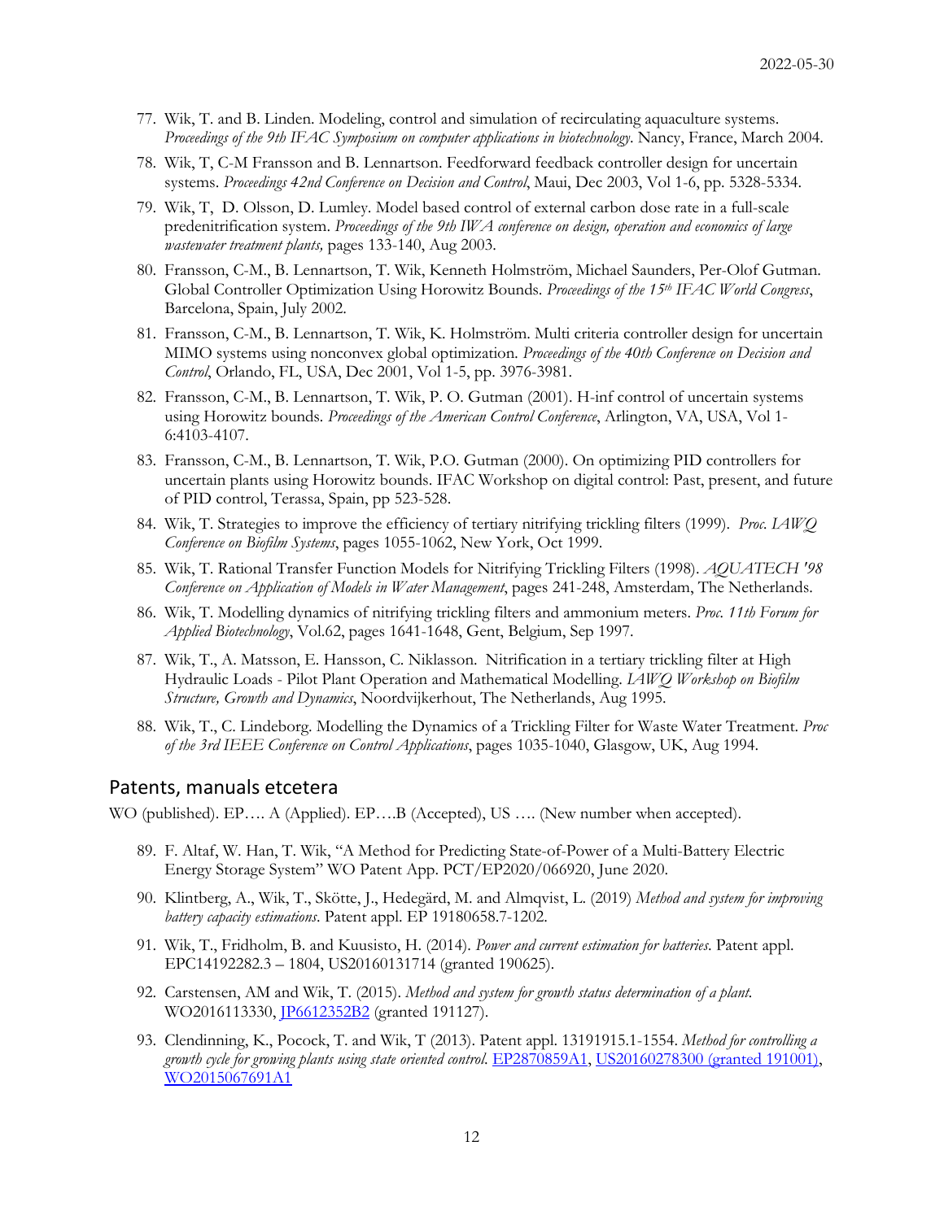77. Wik, T. and B. Linden. Modeling, control and simulation of recirculating aquaculture systems. *Proceedings of the 9th IFAC Symposium on computer applications in biotechnology*. Nancy, France, March 2004.
78. Wik, T, C-M Fransson and B. Lennartson. Feedforward feedback controller design for uncertain systems. *Proceedings 42nd Conference on Decision and Control*, Maui, Dec 2003, Vol 1-6, pp. 5328-5334.
79. Wik, T, D. Olsson, D. Lumley. Model based control of external carbon dose rate in a full-scale predenitrification system. *Proceedings of the 9th IWA conference on design, operation and economics of large wastewater treatment plants,* pages 133-140, Aug 2003.
80. Fransson, C-M., B. Lennartson, T. Wik, Kenneth Holmström, Michael Saunders, Per-Olof Gutman. Global Controller Optimization Using Horowitz Bounds. *Proceedings of the 15th IFAC World Congress*, Barcelona, Spain, July 2002.
81. Fransson, C-M., B. Lennartson, T. Wik, K. Holmström. Multi criteria controller design for uncertain MIMO systems using nonconvex global optimization. *Proceedings of the 40th Conference on Decision and Control*, Orlando, FL, USA, Dec 2001, Vol 1-5, pp. 3976-3981.
82. Fransson, C-M., B. Lennartson, T. Wik, P. O. Gutman (2001). H-inf control of uncertain systems using Horowitz bounds. *Proceedings of the American Control Conference*, Arlington, VA, USA, Vol 1-6:4103-4107.
83. Fransson, C-M., B. Lennartson, T. Wik, P.O. Gutman (2000). On optimizing PID controllers for uncertain plants using Horowitz bounds. IFAC Workshop on digital control: Past, present, and future of PID control, Terassa, Spain, pp 523-528.
84. Wik, T. Strategies to improve the efficiency of tertiary nitrifying trickling filters (1999). *Proc. IAWQ Conference on Biofilm Systems*, pages 1055-1062, New York, Oct 1999.
85. Wik, T. Rational Transfer Function Models for Nitrifying Trickling Filters (1998). *AQUATECH '98 Conference on Application of Models in Water Management*, pages 241-248, Amsterdam, The Netherlands.
86. Wik, T. Modelling dynamics of nitrifying trickling filters and ammonium meters. *Proc. 11th Forum for Applied Biotechnology*, Vol.62, pages 1641-1648, Gent, Belgium, Sep 1997.
87. Wik, T., A. Matsson, E. Hansson, C. Niklasson. Nitrification in a tertiary trickling filter at High Hydraulic Loads - Pilot Plant Operation and Mathematical Modelling. *IAWQ Workshop on Biofilm Structure, Growth and Dynamics*, Noordvijkerhout, The Netherlands, Aug 1995.
88. Wik, T., C. Lindeborg. Modelling the Dynamics of a Trickling Filter for Waste Water Treatment. *Proc of the 3rd IEEE Conference on Control Applications*, pages 1035-1040, Glasgow, UK, Aug 1994.

## Patents, manuals etcetera

WO (published). EP…. A (Applied). EP….B (Accepted), US …. (New number when accepted).

89. F. Altaf, W. Han, T. Wik, "A Method for Predicting State-of-Power of a Multi-Battery Electric Energy Storage System" WO Patent App. PCT/EP2020/066920, June 2020.
90. Klintberg, A., Wik, T., Skötte, J., Hedegärd, M. and Almqvist, L. (2019) *Method and system for improving battery capacity estimations*. Patent appl. EP 19180658.7-1202.
91. Wik, T., Fridholm, B. and Kuusisto, H. (2014). *Power and current estimation for batteries*. Patent appl. EPC14192282.3 – 1804, US20160131714 (granted 190625).
92. Carstensen, AM and Wik, T. (2015). *Method and system for growth status determination of a plant*. WO2016113330, JP6612352B2 (granted 191127).
93. Clendinning, K., Pocock, T. and Wik, T (2013). Patent appl. 13191915.1-1554. *Method for controlling a growth cycle for growing plants using state oriented control*. EP2870859A1, US20160278300 (granted 191001), WO2015067691A1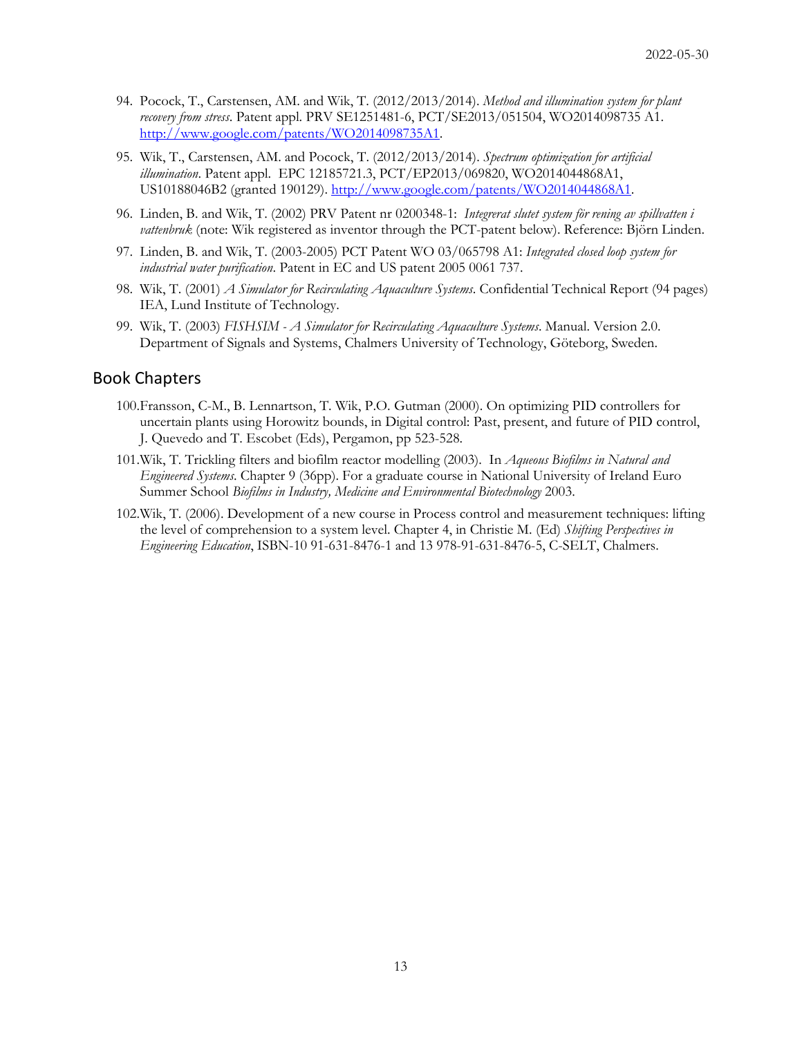94. Pocock, T., Carstensen, AM. and Wik, T. (2012/2013/2014). *Method and illumination system for plant recovery from stress*. Patent appl. PRV SE1251481-6, PCT/SE2013/051504, WO2014098735 A1. http://www.google.com/patents/WO2014098735A1.

95. Wik, T., Carstensen, AM. and Pocock, T. (2012/2013/2014). *Spectrum optimization for artificial illumination*. Patent appl. EPC 12185721.3, PCT/EP2013/069820, WO2014044868A1, US10188046B2 (granted 190129). http://www.google.com/patents/WO2014044868A1.

96. Linden, B. and Wik, T. (2002) PRV Patent nr 0200348-1: *Integrerat slutet system för rening av spillvatten i vattenbruk* (note: Wik registered as inventor through the PCT-patent below). Reference: Björn Linden.

97. Linden, B. and Wik, T. (2003-2005) PCT Patent WO 03/065798 A1: *Integrated closed loop system for industrial water purification*. Patent in EC and US patent 2005 0061 737.

98. Wik, T. (2001) *A Simulator for Recirculating Aquaculture Systems*. Confidential Technical Report (94 pages) IEA, Lund Institute of Technology.

99. Wik, T. (2003) *FISHSIM - A Simulator for Recirculating Aquaculture Systems*. Manual. Version 2.0. Department of Signals and Systems, Chalmers University of Technology, Göteborg, Sweden.

## Book Chapters

100. Fransson, C-M., B. Lennartson, T. Wik, P.O. Gutman (2000). On optimizing PID controllers for uncertain plants using Horowitz bounds, in Digital control: Past, present, and future of PID control, J. Quevedo and T. Escobet (Eds), Pergamon, pp 523-528.

101. Wik, T. Trickling filters and biofilm reactor modelling (2003). In *Aqueous Biofilms in Natural and Engineered Systems*. Chapter 9 (36pp). For a graduate course in National University of Ireland Euro Summer School *Biofilms in Industry, Medicine and Environmental Biotechnology* 2003.

102. Wik, T. (2006). Development of a new course in Process control and measurement techniques: lifting the level of comprehension to a system level. Chapter 4, in Christie M. (Ed) *Shifting Perspectives in Engineering Education*, ISBN-10 91-631-8476-1 and 13 978-91-631-8476-5, C-SELT, Chalmers.